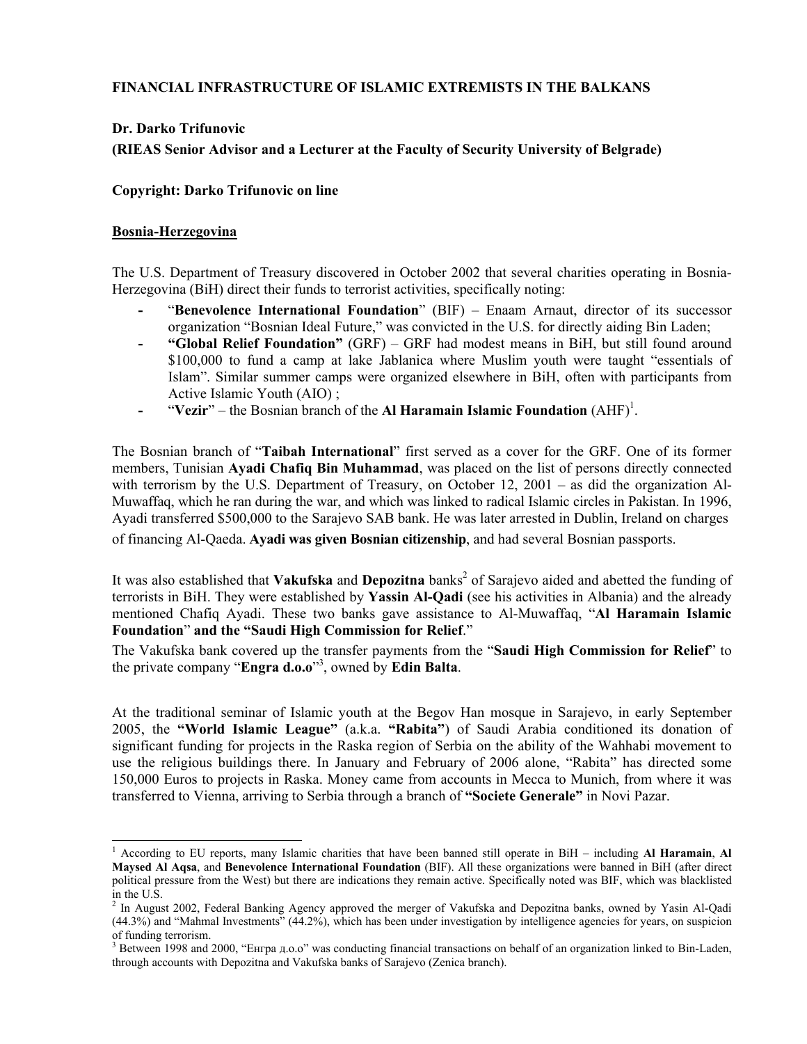**FINANCIAL INFRASTRUCTURE OF ISLAMIC EXTREMISTS IN THE BALKANS**

**Dr. Darko Trifunovic**

**(RIEAS Senior Advisor and a Lecturer at the Faculty of Security University of Belgrade)**

**Copyright: Darko Trifunovic on line**

## Bosnia-Herzegovina

The U.S. Department of Treasury discovered in October 2002 that several charities operating in Bosnia-Herzegovina (BiH) direct their funds to terrorist activities, specifically noting:

- "**Benevolence International Foundation**" (BIF) – Enaam Arnaut, director of its successor organization "Bosnian Ideal Future," was convicted in the U.S. for directly aiding Bin Laden;
- **"Global Relief Foundation"** (GRF) – GRF had modest means in BiH, but still found around $100,000 to fund a camp at lake Jablanica where Muslim youth were taught "essentials of Islam". Similar summer camps were organized elsewhere in BiH, often with participants from Active Islamic Youth (AIO) ;
- "**Vezir**" – the Bosnian branch of the **Al Haramain Islamic Foundation** (AHF)[1].

The Bosnian branch of "**Taibah International**" first served as a cover for the GRF. One of its former members, Tunisian **Ayadi Chafiq Bin Muhammad**, was placed on the list of persons directly connected with terrorism by the U.S. Department of Treasury, on October 12, 2001 – as did the organization Al-Muwaffaq, which he ran during the war, and which was linked to radical Islamic circles in Pakistan. In 1996, Ayadi transferred $500,000 to the Sarajevo SAB bank. He was later arrested in Dublin, Ireland on charges of financing Al-Qaeda. **Ayadi was given Bosnian citizenship**, and had several Bosnian passports.

It was also established that **Vakufska** and **Depozitna** banks[2] of Sarajevo aided and abetted the funding of terrorists in BiH. They were established by **Yassin Al-Qadi** (see his activities in Albania) and the already mentioned Chafiq Ayadi. These two banks gave assistance to Al-Muwaffaq, "**Al Haramain Islamic Foundation**" **and the "Saudi High Commission for Relief**."

The Vakufska bank covered up the transfer payments from the "**Saudi High Commission for Relief**" to the private company "**Engra d.o.o**"[3], owned by **Edin Balta**.

At the traditional seminar of Islamic youth at the Begov Han mosque in Sarajevo, in early September 2005, the **"World Islamic League"** (a.k.a. **"Rabita"**) of Saudi Arabia conditioned its donation of significant funding for projects in the Raska region of Serbia on the ability of the Wahhabi movement to use the religious buildings there. In January and February of 2006 alone, "Rabita" has directed some 150,000 Euros to projects in Raska. Money came from accounts in Mecca to Munich, from where it was transferred to Vienna, arriving to Serbia through a branch of **"Societe Generale"** in Novi Pazar.

---

[1] According to EU reports, many Islamic charities that have been banned still operate in BiH – including **Al Haramain**, **Al Maysed Al Aqsa**, and **Benevolence International Foundation** (BIF). All these organizations were banned in BiH (after direct political pressure from the West) but there are indications they remain active. Specifically noted was BIF, which was blacklisted in the U.S.

[2] In August 2002, Federal Banking Agency approved the merger of Vakufska and Depozitna banks, owned by Yasin Al-Qadi (44.3%) and "Mahmal Investments" (44.2%), which has been under investigation by intelligence agencies for years, on suspicion of funding terrorism.

[3] Between 1998 and 2000, "Енгра д.о.о" was conducting financial transactions on behalf of an organization linked to Bin-Laden, through accounts with Depozitna and Vakufska banks of Sarajevo (Zenica branch).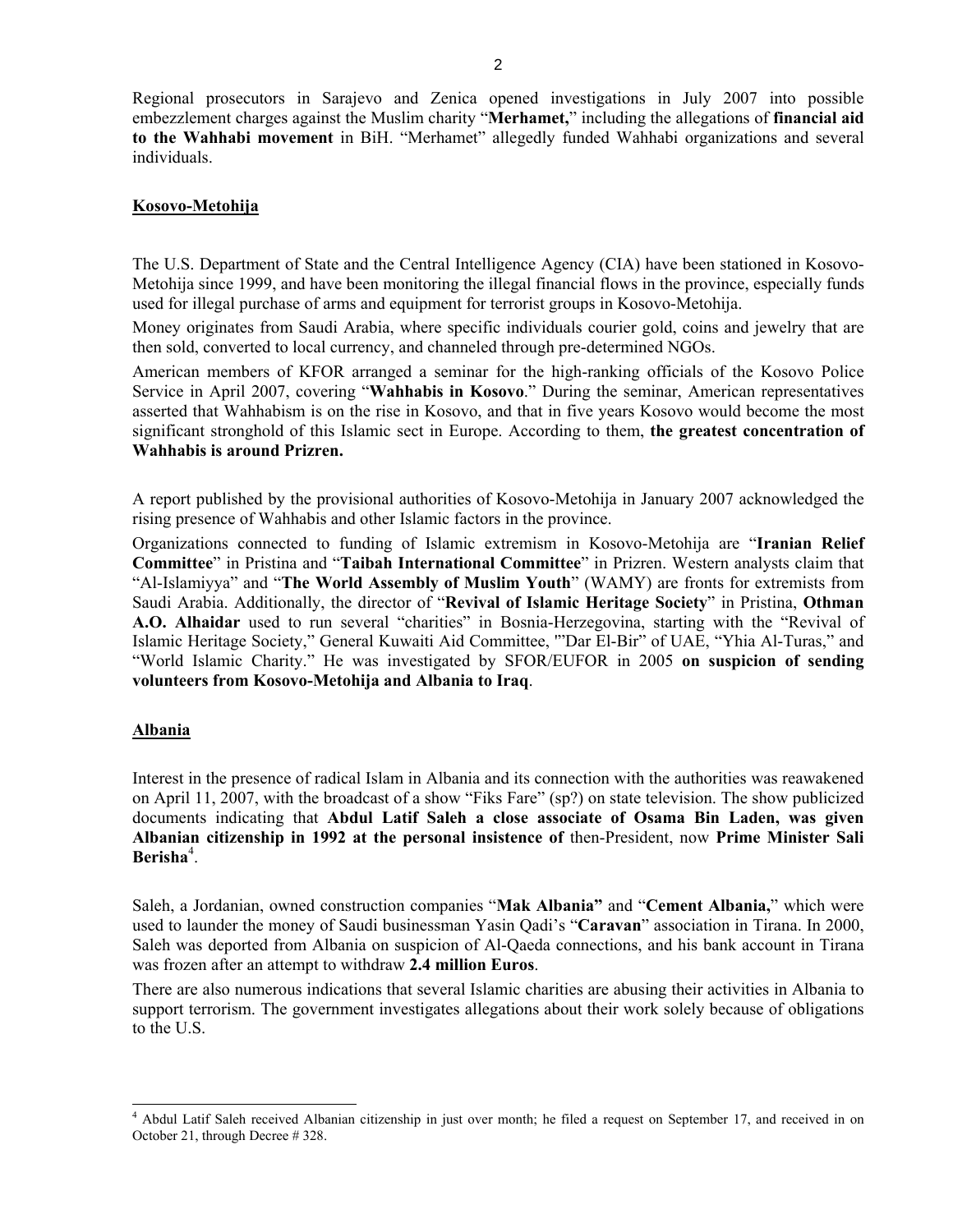Regional prosecutors in Sarajevo and Zenica opened investigations in July 2007 into possible embezzlement charges against the Muslim charity "**Merhamet,**" including the allegations of **financial aid to the Wahhabi movement** in BiH. "Merhamet" allegedly funded Wahhabi organizations and several individuals.

## Kosovo-Metohija

The U.S. Department of State and the Central Intelligence Agency (CIA) have been stationed in Kosovo-Metohija since 1999, and have been monitoring the illegal financial flows in the province, especially funds used for illegal purchase of arms and equipment for terrorist groups in Kosovo-Metohija.

Money originates from Saudi Arabia, where specific individuals courier gold, coins and jewelry that are then sold, converted to local currency, and channeled through pre-determined NGOs.

American members of KFOR arranged a seminar for the high-ranking officials of the Kosovo Police Service in April 2007, covering "**Wahhabis in Kosovo**." During the seminar, American representatives asserted that Wahhabism is on the rise in Kosovo, and that in five years Kosovo would become the most significant stronghold of this Islamic sect in Europe. According to them, **the greatest concentration of Wahhabis is around Prizren.**

A report published by the provisional authorities of Kosovo-Metohija in January 2007 acknowledged the rising presence of Wahhabis and other Islamic factors in the province.

Organizations connected to funding of Islamic extremism in Kosovo-Metohija are "**Iranian Relief Committee**" in Pristina and "**Taibah International Committee**" in Prizren. Western analysts claim that "Al-Islamiyya" and "**The World Assembly of Muslim Youth**" (WAMY) are fronts for extremists from Saudi Arabia. Additionally, the director of "**Revival of Islamic Heritage Society**" in Pristina, **Othman A.O. Alhaidar** used to run several "charities" in Bosnia-Herzegovina, starting with the "Revival of Islamic Heritage Society," General Kuwaiti Aid Committee, "'Dar El-Bir" of UAE, "Yhia Al-Turas," and "World Islamic Charity." He was investigated by SFOR/EUFOR in 2005 **on suspicion of sending volunteers from Kosovo-Metohija and Albania to Iraq**.

## Albania

Interest in the presence of radical Islam in Albania and its connection with the authorities was reawakened on April 11, 2007, with the broadcast of a show "Fiks Fare" (sp?) on state television. The show publicized documents indicating that **Abdul Latif Saleh a close associate of Osama Bin Laden, was given Albanian citizenship in 1992 at the personal insistence of** then-President, now **Prime Minister Sali Berisha**[4].

Saleh, a Jordanian, owned construction companies "**Mak Albania"** and "**Cement Albania,**" which were used to launder the money of Saudi businessman Yasin Qadi's "**Caravan**" association in Tirana. In 2000, Saleh was deported from Albania on suspicion of Al-Qaeda connections, and his bank account in Tirana was frozen after an attempt to withdraw **2.4 million Euros**.

There are also numerous indications that several Islamic charities are abusing their activities in Albania to support terrorism. The government investigates allegations about their work solely because of obligations to the U.S.

---

[4] Abdul Latif Saleh received Albanian citizenship in just over month; he filed a request on September 17, and received in on October 21, through Decree # 328.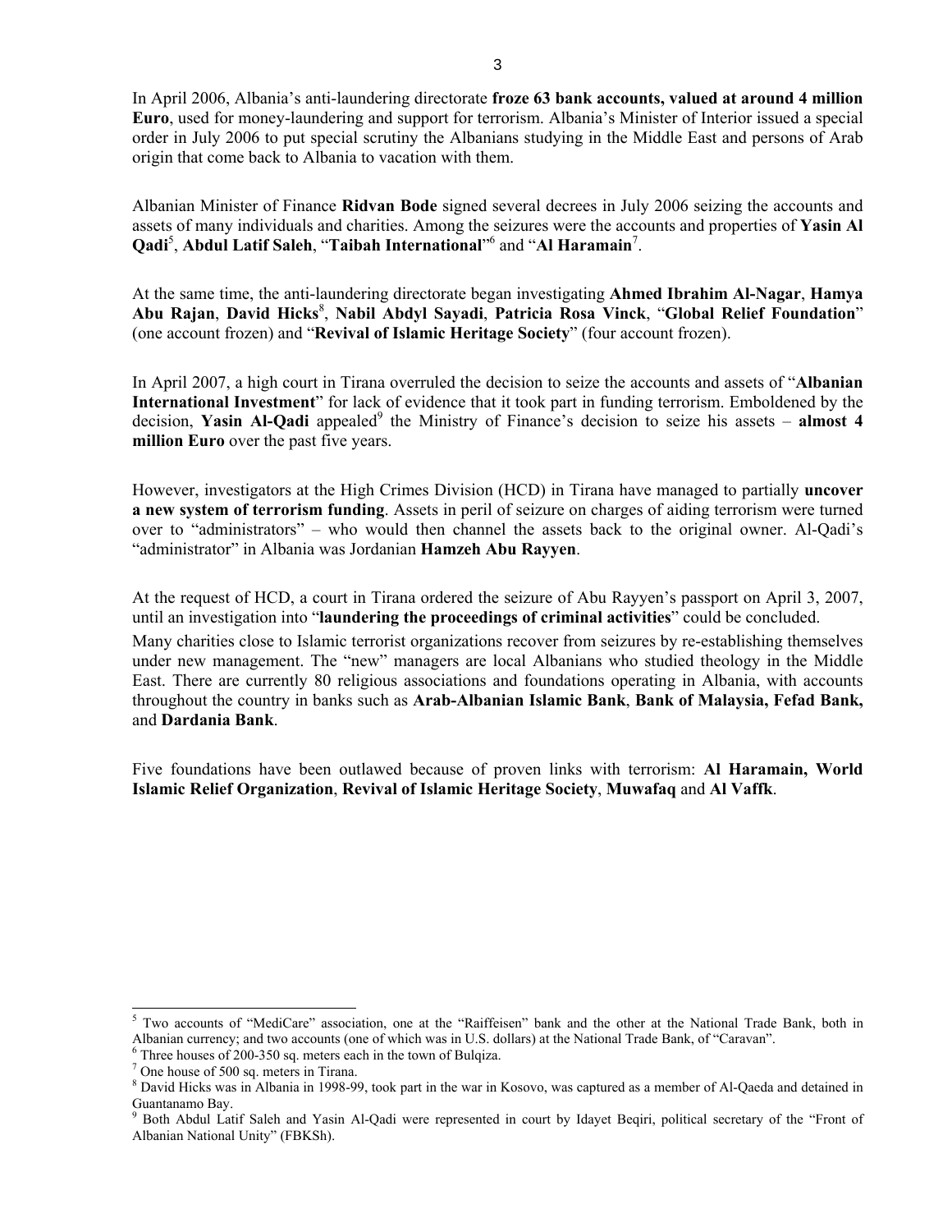In April 2006, Albania's anti-laundering directorate **froze 63 bank accounts, valued at around 4 million Euro**, used for money-laundering and support for terrorism. Albania's Minister of Interior issued a special order in July 2006 to put special scrutiny the Albanians studying in the Middle East and persons of Arab origin that come back to Albania to vacation with them.

Albanian Minister of Finance **Ridvan Bode** signed several decrees in July 2006 seizing the accounts and assets of many individuals and charities. Among the seizures were the accounts and properties of **Yasin Al Qadi**[5], **Abdul Latif Saleh**, "**Taibah International**"[6] and "**Al Haramain**[7].

At the same time, the anti-laundering directorate began investigating **Ahmed Ibrahim Al-Nagar**, **Hamya Abu Rajan**, **David Hicks**[8], **Nabil Abdyl Sayadi**, **Patricia Rosa Vinck**, "**Global Relief Foundation**" (one account frozen) and "**Revival of Islamic Heritage Society**" (four account frozen).

In April 2007, a high court in Tirana overruled the decision to seize the accounts and assets of "**Albanian International Investment**" for lack of evidence that it took part in funding terrorism. Emboldened by the decision, **Yasin Al-Qadi** appealed[9] the Ministry of Finance's decision to seize his assets – **almost 4 million Euro** over the past five years.

However, investigators at the High Crimes Division (HCD) in Tirana have managed to partially **uncover a new system of terrorism funding**. Assets in peril of seizure on charges of aiding terrorism were turned over to "administrators" – who would then channel the assets back to the original owner. Al-Qadi's "administrator" in Albania was Jordanian **Hamzeh Abu Rayyen**.

At the request of HCD, a court in Tirana ordered the seizure of Abu Rayyen's passport on April 3, 2007, until an investigation into "**laundering the proceedings of criminal activities**" could be concluded.

Many charities close to Islamic terrorist organizations recover from seizures by re-establishing themselves under new management. The "new" managers are local Albanians who studied theology in the Middle East. There are currently 80 religious associations and foundations operating in Albania, with accounts throughout the country in banks such as **Arab-Albanian Islamic Bank**, **Bank of Malaysia, Fefad Bank,** and **Dardania Bank**.

Five foundations have been outlawed because of proven links with terrorism: **Al Haramain, World Islamic Relief Organization**, **Revival of Islamic Heritage Society**, **Muwafaq** and **Al Vaffk**.

---

[5] Two accounts of "MediCare" association, one at the "Raiffeisen" bank and the other at the National Trade Bank, both in Albanian currency; and two accounts (one of which was in U.S. dollars) at the National Trade Bank, of "Caravan".

[6] Three houses of 200-350 sq. meters each in the town of Bulqiza.

[7] One house of 500 sq. meters in Tirana.

[8] David Hicks was in Albania in 1998-99, took part in the war in Kosovo, was captured as a member of Al-Qaeda and detained in Guantanamo Bay.

[9] Both Abdul Latif Saleh and Yasin Al-Qadi were represented in court by Idayet Beqiri, political secretary of the "Front of Albanian National Unity" (FBKSh).